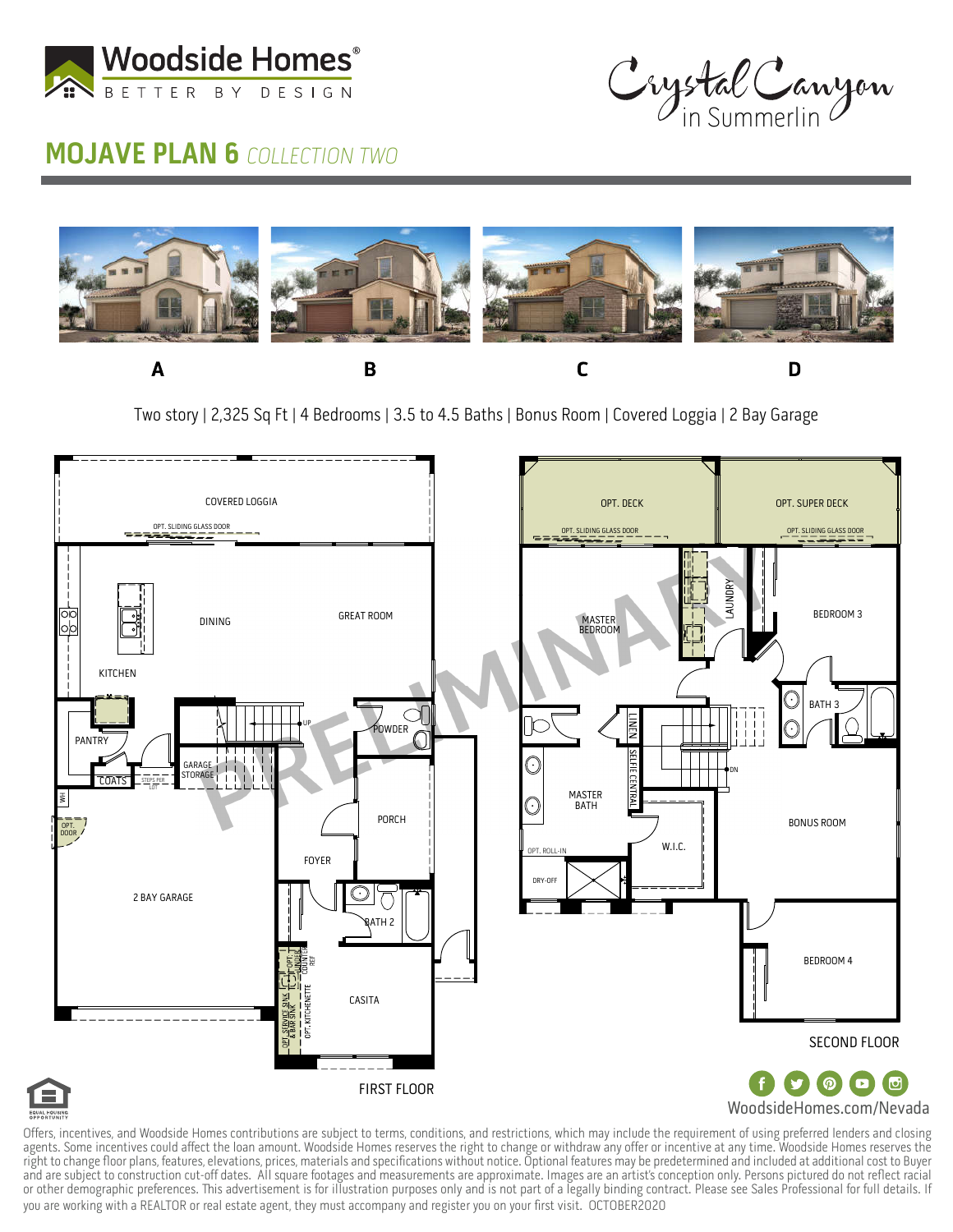Woodside Homes®
BETTER BY DESIGN

Crystal Canyon in Summerlin

# MOJAVE PLAN 6 *COLLECTION TWO*

A | B | C | D

Two story | 2,325 Sq Ft | 4 Bedrooms | 3.5 to 4.5 Baths | Bonus Room | Covered Loggia | 2 Bay Garage

PRELIMINARY

**FIRST FLOOR**

COVERED LOGGIA
OPT. SLIDING GLASS DOOR
DINING
GREAT ROOM
KITCHEN
PANTRY
COATS
STEPS PER LOT
GARAGE STORAGE
UP
POWDER
WH
OPT. DOOR
PORCH
FOYER
2 BAY GARAGE
BATH 2
OPT. SERVICE SINK & BAR SINK
OPT. UNDER COUNTER REF
OPT. KITCHENETTE
CASITA

**SECOND FLOOR**

OPT. DECK
OPT. SLIDING GLASS DOOR
OPT. SUPER DECK
OPT. SLIDING GLASS DOOR
LAUNDRY
MASTER BEDROOM
BEDROOM 3
BATH 3
LINEN
SELFIE CENTRAL
DN
MASTER BATH
OPT. ROLL-IN
DRY-OFF
W.I.C.
BONUS ROOM
BEDROOM 4

EQUAL HOUSING OPPORTUNITY

WoodsideHomes.com/Nevada

Offers, incentives, and Woodside Homes contributions are subject to terms, conditions, and restrictions, which may include the requirement of using preferred lenders and closing agents. Some incentives could affect the loan amount. Woodside Homes reserves the right to change or withdraw any offer or incentive at any time. Woodside Homes reserves the right to change floor plans, features, elevations, prices, materials and specifications without notice. Optional features may be predetermined and included at additional cost to Buyer and are subject to construction cut-off dates. All square footages and measurements are approximate. Images are an artist's conception only. Persons pictured do not reflect racial or other demographic preferences. This advertisement is for illustration purposes only and is not part of a legally binding contract. Please see Sales Professional for full details. If you are working with a REALTOR or real estate agent, they must accompany and register you on your first visit. OCTOBER2020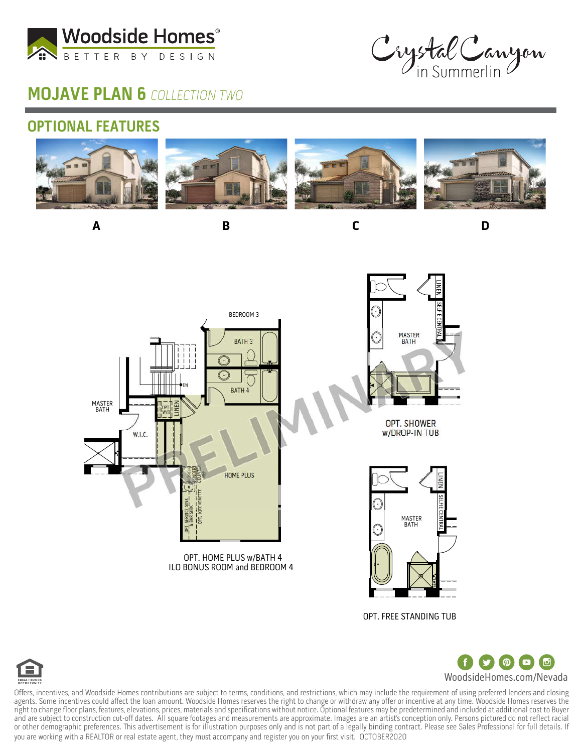# MOJAVE PLAN 6 *COLLECTION TWO*

## OPTIONAL FEATURES

A

B

C

D

BEDROOM 3

BATH 3

BATH 4

DN

MASTER BATH

W.I.C.

OPT W/D

LINEN

HOME PLUS

OPT. SERVICE SINK & BAR SINK

OPT. KITCHENETTE

PRELIMINARY

OPT. HOME PLUS w/BATH 4
ILO BONUS ROOM and BEDROOM 4

LINEN

SELFIE CENTRAL

MASTER BATH

OPT. SHOWER w/DROP-IN TUB

LINEN

SELFIE CENTRAL

MASTER BATH

OPT. FREE STANDING TUB

WoodsideHomes.com/Nevada

Offers, incentives, and Woodside Homes contributions are subject to terms, conditions, and restrictions, which may include the requirement of using preferred lenders and closing agents. Some incentives could affect the loan amount. Woodside Homes reserves the right to change or withdraw any offer or incentive at any time. Woodside Homes reserves the right to change floor plans, features, elevations, prices, materials and specifications without notice. Optional features may be predetermined and included at additional cost to Buyer and are subject to construction cut-off dates. All square footages and measurements are approximate. Images are an artist's conception only. Persons pictured do not reflect racial or other demographic preferences. This advertisement is for illustration purposes only and is not part of a legally binding contract. Please see Sales Professional for full details. If you are working with a REALTOR or real estate agent, they must accompany and register you on your first visit. OCTOBER2020